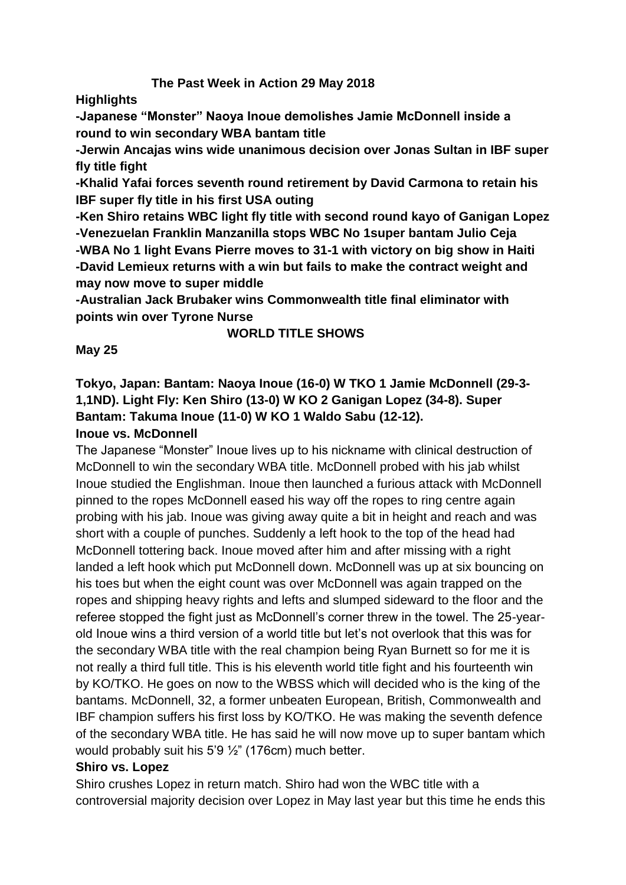## The Past Week in Action 29 May 2018

**Highlights**

**-Japanese "Monster" Naoya Inoue demolishes Jamie McDonnell inside a round to win secondary WBA bantam title**

**-Jerwin Ancajas wins wide unanimous decision over Jonas Sultan in IBF super fly title fight**

**-Khalid Yafai forces seventh round retirement by David Carmona to retain his IBF super fly title in his first USA outing**

**-Ken Shiro retains WBC light fly title with second round kayo of Ganigan Lopez**

**-Venezuelan Franklin Manzanilla stops WBC No 1super bantam Julio Ceja**

**-WBA No 1 light Evans Pierre moves to 31-1 with victory on big show in Haiti**

**-David Lemieux returns with a win but fails to make the contract weight and may now move to super middle**

**-Australian Jack Brubaker wins Commonwealth title final eliminator with points win over Tyrone Nurse**

### WORLD TITLE SHOWS

**May 25**

**Tokyo, Japan: Bantam: Naoya Inoue (16-0) W TKO 1 Jamie McDonnell (29-3-1,1ND). Light Fly: Ken Shiro (13-0) W KO 2 Ganigan Lopez (34-8). Super Bantam: Takuma Inoue (11-0) W KO 1 Waldo Sabu (12-12).**

**Inoue vs. McDonnell**

The Japanese "Monster" Inoue lives up to his nickname with clinical destruction of McDonnell to win the secondary WBA title. McDonnell probed with his jab whilst Inoue studied the Englishman. Inoue then launched a furious attack with McDonnell pinned to the ropes McDonnell eased his way off the ropes to ring centre again probing with his jab. Inoue was giving away quite a bit in height and reach and was short with a couple of punches. Suddenly a left hook to the top of the head had McDonnell tottering back. Inoue moved after him and after missing with a right landed a left hook which put McDonnell down. McDonnell was up at six bouncing on his toes but when the eight count was over McDonnell was again trapped on the ropes and shipping heavy rights and lefts and slumped sideward to the floor and the referee stopped the fight just as McDonnell's corner threw in the towel. The 25-year-old Inoue wins a third version of a world title but let's not overlook that this was for the secondary WBA title with the real champion being Ryan Burnett so for me it is not really a third full title. This is his eleventh world title fight and his fourteenth win by KO/TKO. He goes on now to the WBSS which will decided who is the king of the bantams. McDonnell, 32, a former unbeaten European, British, Commonwealth and IBF champion suffers his first loss by KO/TKO. He was making the seventh defence of the secondary WBA title. He has said he will now move up to super bantam which would probably suit his 5'9 ½" (176cm) much better.

**Shiro vs. Lopez**

Shiro crushes Lopez in return match. Shiro had won the WBC title with a controversial majority decision over Lopez in May last year but this time he ends this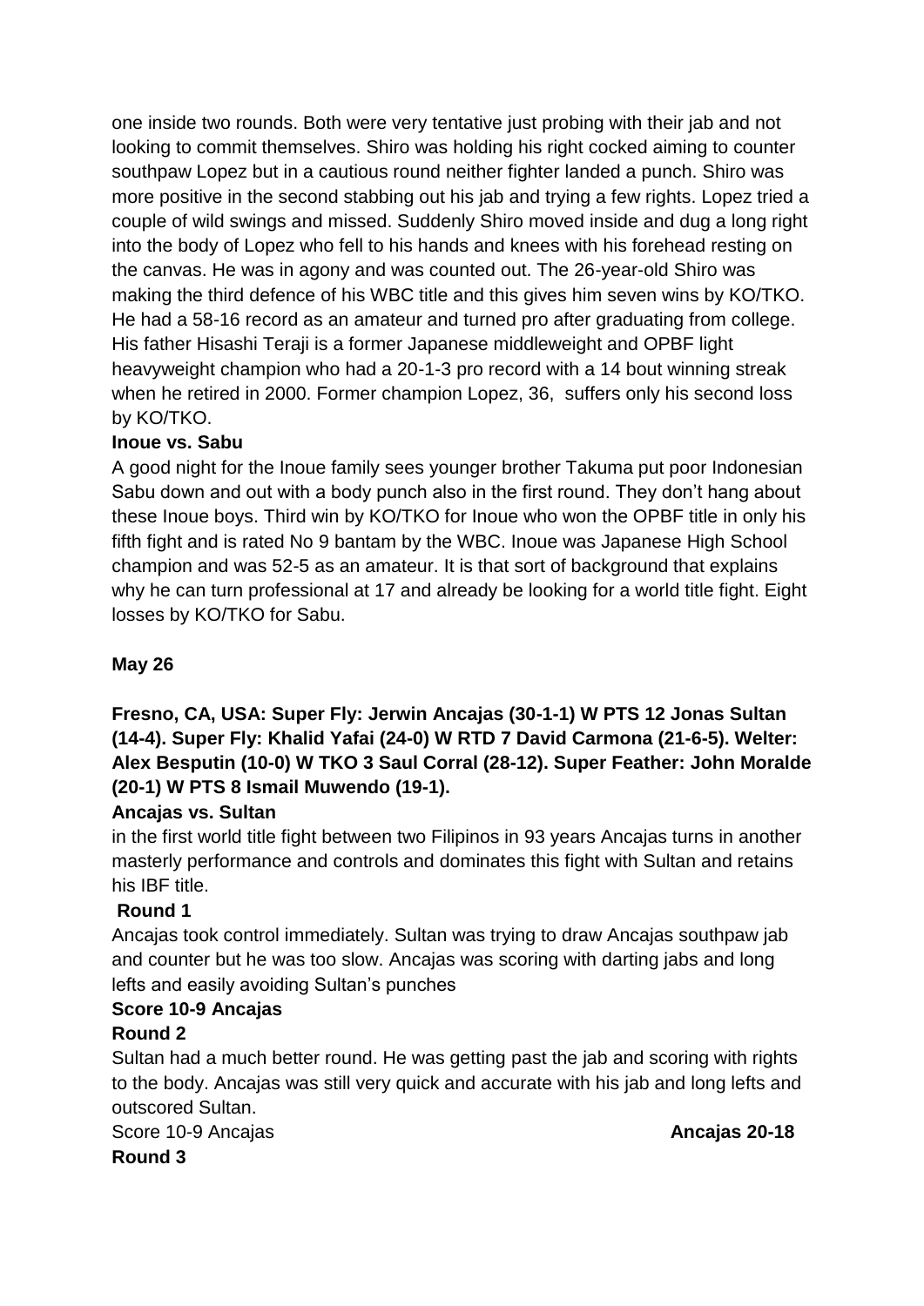one inside two rounds. Both were very tentative just probing with their jab and not looking to commit themselves. Shiro was holding his right cocked aiming to counter southpaw Lopez but in a cautious round neither fighter landed a punch. Shiro was more positive in the second stabbing out his jab and trying a few rights. Lopez tried a couple of wild swings and missed. Suddenly Shiro moved inside and dug a long right into the body of Lopez who fell to his hands and knees with his forehead resting on the canvas. He was in agony and was counted out. The 26-year-old Shiro was making the third defence of his WBC title and this gives him seven wins by KO/TKO. He had a 58-16 record as an amateur and turned pro after graduating from college. His father Hisashi Teraji is a former Japanese middleweight and OPBF light heavyweight champion who had a 20-1-3 pro record with a 14 bout winning streak when he retired in 2000. Former champion Lopez, 36, suffers only his second loss by KO/TKO.

**Inoue vs. Sabu**

A good night for the Inoue family sees younger brother Takuma put poor Indonesian Sabu down and out with a body punch also in the first round. They don't hang about these Inoue boys. Third win by KO/TKO for Inoue who won the OPBF title in only his fifth fight and is rated No 9 bantam by the WBC. Inoue was Japanese High School champion and was 52-5 as an amateur. It is that sort of background that explains why he can turn professional at 17 and already be looking for a world title fight. Eight losses by KO/TKO for Sabu.

**May 26**

**Fresno, CA, USA: Super Fly: Jerwin Ancajas (30-1-1) W PTS 12 Jonas Sultan (14-4). Super Fly: Khalid Yafai (24-0) W RTD 7 David Carmona (21-6-5). Welter: Alex Besputin (10-0) W TKO 3 Saul Corral (28-12). Super Feather: John Moralde (20-1) W PTS 8 Ismail Muwendo (19-1).**

**Ancajas vs. Sultan**

in the first world title fight between two Filipinos in 93 years Ancajas turns in another masterly performance and controls and dominates this fight with Sultan and retains his IBF title.

**Round 1**

Ancajas took control immediately. Sultan was trying to draw Ancajas southpaw jab and counter but he was too slow. Ancajas was scoring with darting jabs and long lefts and easily avoiding Sultan's punches

**Score 10-9 Ancajas**

**Round 2**

Sultan had a much better round. He was getting past the jab and scoring with rights to the body. Ancajas was still very quick and accurate with his jab and long lefts and outscored Sultan.

Score 10-9 Ancajas **Ancajas 20-18**

**Round 3**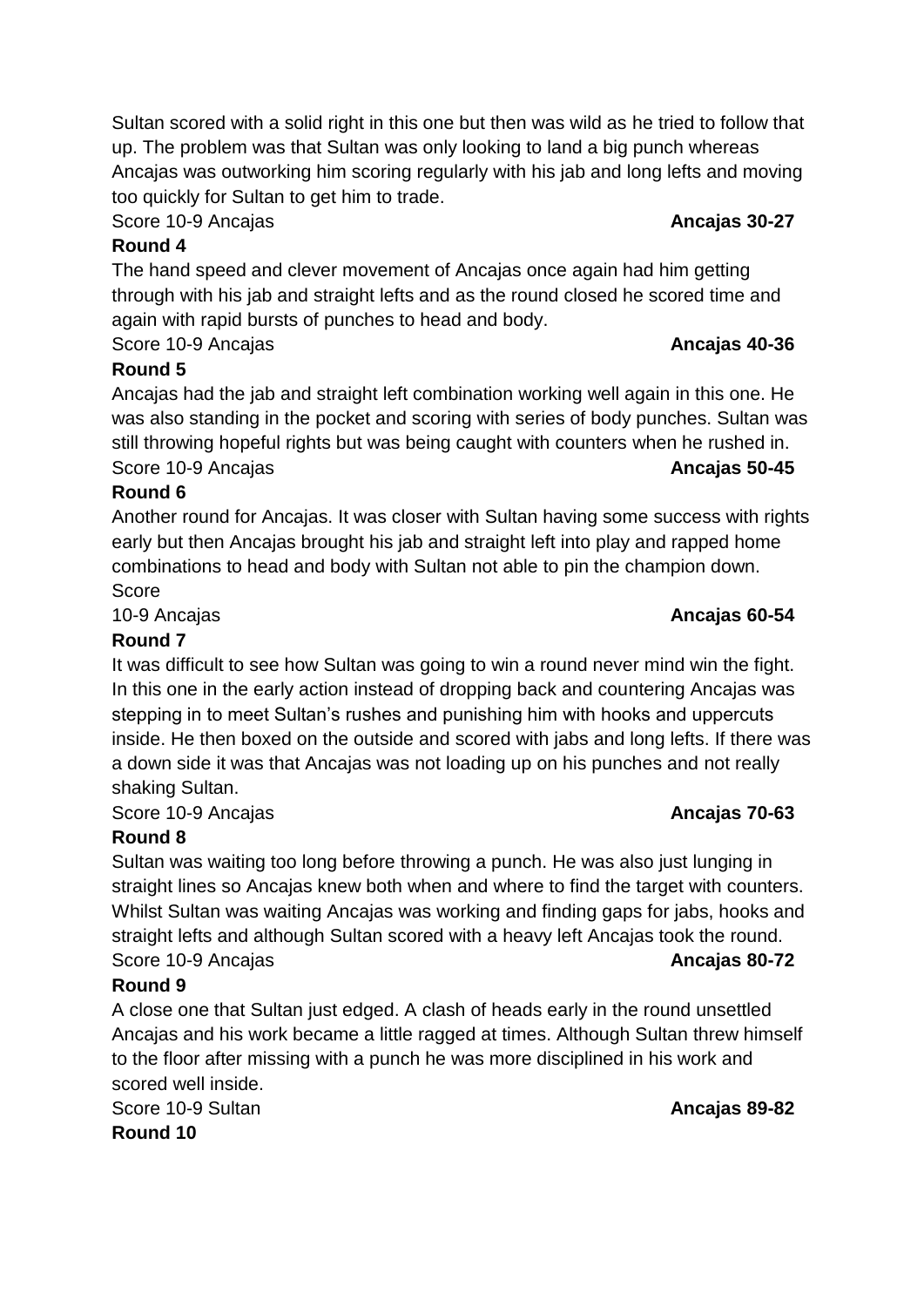Sultan scored with a solid right in this one but then was wild as he tried to follow that up. The problem was that Sultan was only looking to land a big punch whereas Ancajas was outworking him scoring regularly with his jab and long lefts and moving too quickly for Sultan to get him to trade.

Score 10-9 Ancajas **Ancajas 30-27**

**Round 4**

The hand speed and clever movement of Ancajas once again had him getting through with his jab and straight lefts and as the round closed he scored time and again with rapid bursts of punches to head and body.

Score 10-9 Ancajas **Ancajas 40-36**

**Round 5**

Ancajas had the jab and straight left combination working well again in this one. He was also standing in the pocket and scoring with series of body punches. Sultan was still throwing hopeful rights but was being caught with counters when he rushed in.

Score 10-9 Ancajas **Ancajas 50-45**

**Round 6**

Another round for Ancajas. It was closer with Sultan having some success with rights early but then Ancajas brought his jab and straight left into play and rapped home combinations to head and body with Sultan not able to pin the champion down.

Score

10-9 Ancajas **Ancajas 60-54**

**Round 7**

It was difficult to see how Sultan was going to win a round never mind win the fight. In this one in the early action instead of dropping back and countering Ancajas was stepping in to meet Sultan's rushes and punishing him with hooks and uppercuts inside. He then boxed on the outside and scored with jabs and long lefts. If there was a down side it was that Ancajas was not loading up on his punches and not really shaking Sultan.

Score 10-9 Ancajas **Ancajas 70-63**

**Round 8**

Sultan was waiting too long before throwing a punch. He was also just lunging in straight lines so Ancajas knew both when and where to find the target with counters. Whilst Sultan was waiting Ancajas was working and finding gaps for jabs, hooks and straight lefts and although Sultan scored with a heavy left Ancajas took the round.

Score 10-9 Ancajas **Ancajas 80-72**

**Round 9**

A close one that Sultan just edged. A clash of heads early in the round unsettled Ancajas and his work became a little ragged at times. Although Sultan threw himself to the floor after missing with a punch he was more disciplined in his work and scored well inside.

Score 10-9 Sultan **Ancajas 89-82**

**Round 10**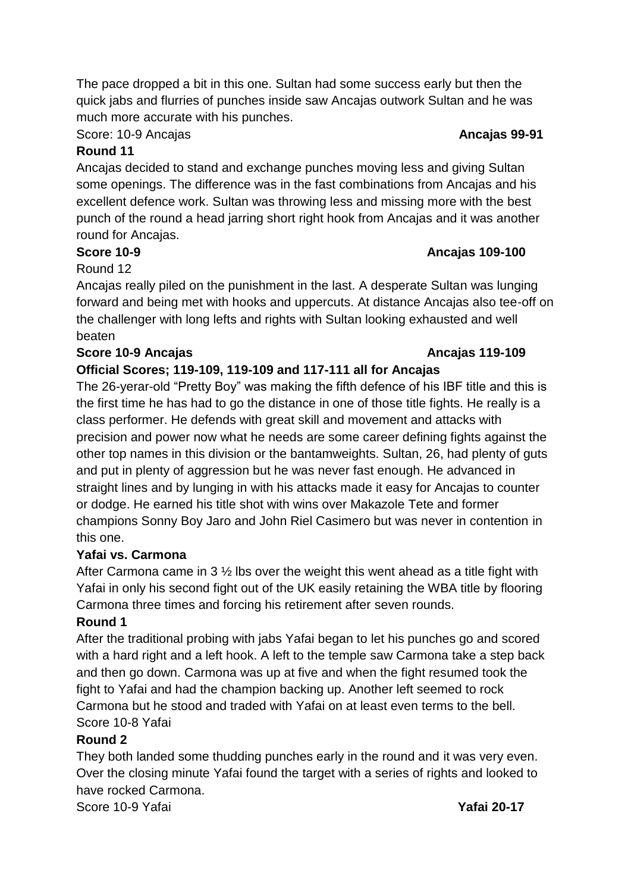The pace dropped a bit in this one. Sultan had some success early but then the quick jabs and flurries of punches inside saw Ancajas outwork Sultan and he was much more accurate with his punches.

Score: 10-9 Ancajas **Ancajas 99-91**

**Round 11**

Ancajas decided to stand and exchange punches moving less and giving Sultan some openings. The difference was in the fast combinations from Ancajas and his excellent defence work. Sultan was throwing less and missing more with the best punch of the round a head jarring short right hook from Ancajas and it was another round for Ancajas.

**Score 10-9** **Ancajas 109-100**

Round 12

Ancajas really piled on the punishment in the last. A desperate Sultan was lunging forward and being met with hooks and uppercuts. At distance Ancajas also tee-off on the challenger with long lefts and rights with Sultan looking exhausted and well beaten

**Score 10-9 Ancajas** **Ancajas 119-109**

**Official Scores; 119-109, 119-109 and 117-111 all for Ancajas**

The 26-yerar-old "Pretty Boy" was making the fifth defence of his IBF title and this is the first time he has had to go the distance in one of those title fights. He really is a class performer. He defends with great skill and movement and attacks with precision and power now what he needs are some career defining fights against the other top names in this division or the bantamweights. Sultan, 26, had plenty of guts and put in plenty of aggression but he was never fast enough. He advanced in straight lines and by lunging in with his attacks made it easy for Ancajas to counter or dodge. He earned his title shot with wins over Makazole Tete and former champions Sonny Boy Jaro and John Riel Casimero but was never in contention in this one.

**Yafai vs. Carmona**

After Carmona came in 3 ½ lbs over the weight this went ahead as a title fight with Yafai in only his second fight out of the UK easily retaining the WBA title by flooring Carmona three times and forcing his retirement after seven rounds.

**Round 1**

After the traditional probing with jabs Yafai began to let his punches go and scored with a hard right and a left hook. A left to the temple saw Carmona take a step back and then go down. Carmona was up at five and when the fight resumed took the fight to Yafai and had the champion backing up. Another left seemed to rock Carmona but he stood and traded with Yafai on at least even terms to the bell.

Score 10-8 Yafai

**Round 2**

They both landed some thudding punches early in the round and it was very even. Over the closing minute Yafai found the target with a series of rights and looked to have rocked Carmona.

Score 10-9 Yafai **Yafai 20-17**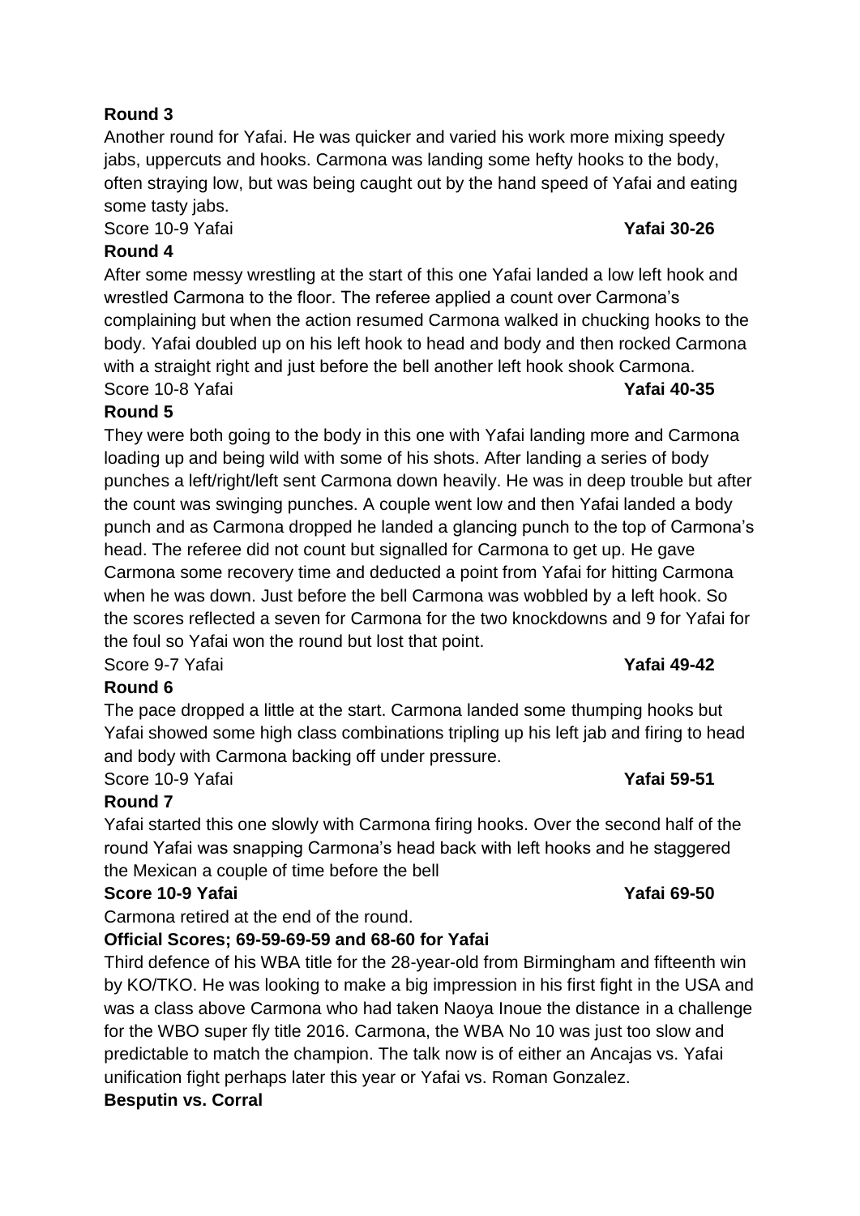**Round 3**

Another round for Yafai. He was quicker and varied his work more mixing speedy jabs, uppercuts and hooks. Carmona was landing some hefty hooks to the body, often straying low, but was being caught out by the hand speed of Yafai and eating some tasty jabs.

Score 10-9 Yafai **Yafai 30-26**

**Round 4**

After some messy wrestling at the start of this one Yafai landed a low left hook and wrestled Carmona to the floor. The referee applied a count over Carmona's complaining but when the action resumed Carmona walked in chucking hooks to the body. Yafai doubled up on his left hook to head and body and then rocked Carmona with a straight right and just before the bell another left hook shook Carmona.

Score 10-8 Yafai **Yafai 40-35**

**Round 5**

They were both going to the body in this one with Yafai landing more and Carmona loading up and being wild with some of his shots. After landing a series of body punches a left/right/left sent Carmona down heavily. He was in deep trouble but after the count was swinging punches. A couple went low and then Yafai landed a body punch and as Carmona dropped he landed a glancing punch to the top of Carmona's head. The referee did not count but signalled for Carmona to get up. He gave Carmona some recovery time and deducted a point from Yafai for hitting Carmona when he was down. Just before the bell Carmona was wobbled by a left hook. So the scores reflected a seven for Carmona for the two knockdowns and 9 for Yafai for the foul so Yafai won the round but lost that point.

Score 9-7 Yafai **Yafai 49-42**

**Round 6**

The pace dropped a little at the start. Carmona landed some thumping hooks but Yafai showed some high class combinations tripling up his left jab and firing to head and body with Carmona backing off under pressure.

Score 10-9 Yafai **Yafai 59-51**

**Round 7**

Yafai started this one slowly with Carmona firing hooks. Over the second half of the round Yafai was snapping Carmona's head back with left hooks and he staggered the Mexican a couple of time before the bell

**Score 10-9 Yafai** **Yafai 69-50**

Carmona retired at the end of the round.

**Official Scores; 69-59-69-59 and 68-60 for Yafai**

Third defence of his WBA title for the 28-year-old from Birmingham and fifteenth win by KO/TKO. He was looking to make a big impression in his first fight in the USA and was a class above Carmona who had taken Naoya Inoue the distance in a challenge for the WBO super fly title 2016. Carmona, the WBA No 10 was just too slow and predictable to match the champion. The talk now is of either an Ancajas vs. Yafai unification fight perhaps later this year or Yafai vs. Roman Gonzalez.

**Besputin vs. Corral**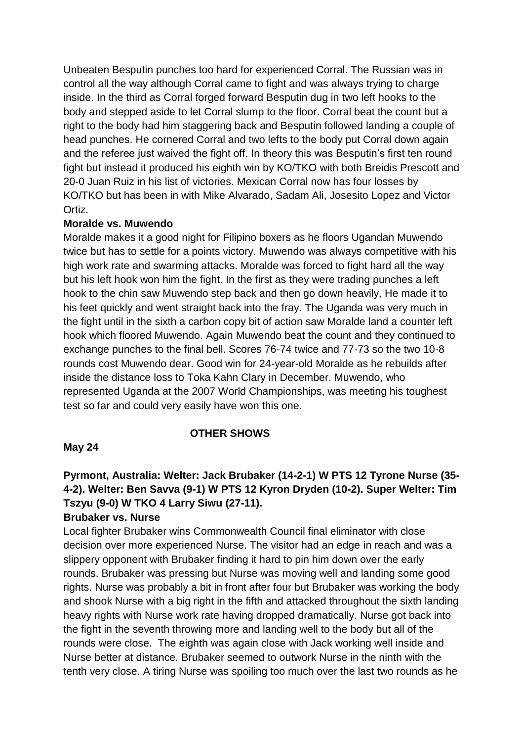Unbeaten Besputin punches too hard for experienced Corral. The Russian was in control all the way although Corral came to fight and was always trying to charge inside. In the third as Corral forged forward Besputin dug in two left hooks to the body and stepped aside to let Corral slump to the floor. Corral beat the count but a right to the body had him staggering back and Besputin followed landing a couple of head punches. He cornered Corral and two lefts to the body put Corral down again and the referee just waived the fight off. In theory this was Besputin's first ten round fight but instead it produced his eighth win by KO/TKO with both Breidis Prescott and 20-0 Juan Ruiz in his list of victories. Mexican Corral now has four losses by KO/TKO but has been in with Mike Alvarado, Sadam Ali, Josesito Lopez and Victor Ortiz.

**Moralde vs. Muwendo**

Moralde makes it a good night for Filipino boxers as he floors Ugandan Muwendo twice but has to settle for a points victory. Muwendo was always competitive with his high work rate and swarming attacks. Moralde was forced to fight hard all the way but his left hook won him the fight. In the first as they were trading punches a left hook to the chin saw Muwendo step back and then go down heavily, He made it to his feet quickly and went straight back into the fray. The Uganda was very much in the fight until in the sixth a carbon copy bit of action saw Moralde land a counter left hook which floored Muwendo. Again Muwendo beat the count and they continued to exchange punches to the final bell. Scores 76-74 twice and 77-73 so the two 10-8 rounds cost Muwendo dear. Good win for 24-year-old Moralde as he rebuilds after inside the distance loss to Toka Kahn Clary in December. Muwendo, who represented Uganda at the 2007 World Championships, was meeting his toughest test so far and could very easily have won this one.

**OTHER SHOWS**

**May 24**

**Pyrmont, Australia: Welter: Jack Brubaker (14-2-1) W PTS 12 Tyrone Nurse (35-4-2). Welter: Ben Savva (9-1) W PTS 12 Kyron Dryden (10-2). Super Welter: Tim Tszyu (9-0) W TKO 4 Larry Siwu (27-11).**

**Brubaker vs. Nurse**

Local fighter Brubaker wins Commonwealth Council final eliminator with close decision over more experienced Nurse. The visitor had an edge in reach and was a slippery opponent with Brubaker finding it hard to pin him down over the early rounds. Brubaker was pressing but Nurse was moving well and landing some good rights. Nurse was probably a bit in front after four but Brubaker was working the body and shook Nurse with a big right in the fifth and attacked throughout the sixth landing heavy rights with Nurse work rate having dropped dramatically. Nurse got back into the fight in the seventh throwing more and landing well to the body but all of the rounds were close. The eighth was again close with Jack working well inside and Nurse better at distance. Brubaker seemed to outwork Nurse in the ninth with the tenth very close. A tiring Nurse was spoiling too much over the last two rounds as he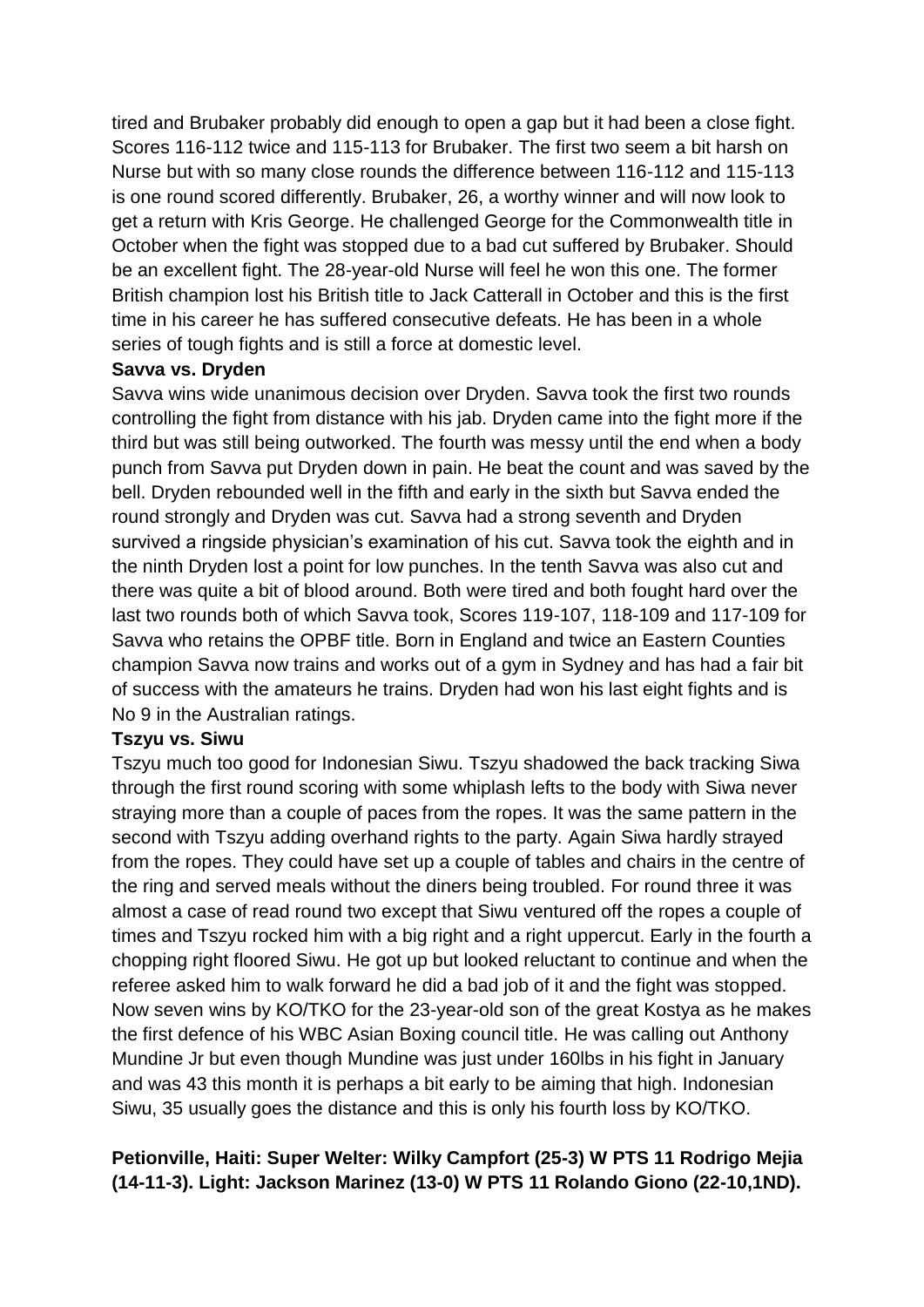tired and Brubaker probably did enough to open a gap but it had been a close fight. Scores 116-112 twice and 115-113 for Brubaker. The first two seem a bit harsh on Nurse but with so many close rounds the difference between 116-112 and 115-113 is one round scored differently. Brubaker, 26, a worthy winner and will now look to get a return with Kris George. He challenged George for the Commonwealth title in October when the fight was stopped due to a bad cut suffered by Brubaker. Should be an excellent fight. The 28-year-old Nurse will feel he won this one. The former British champion lost his British title to Jack Catterall in October and this is the first time in his career he has suffered consecutive defeats. He has been in a whole series of tough fights and is still a force at domestic level.

**Savva vs. Dryden**

Savva wins wide unanimous decision over Dryden. Savva took the first two rounds controlling the fight from distance with his jab. Dryden came into the fight more if the third but was still being outworked. The fourth was messy until the end when a body punch from Savva put Dryden down in pain. He beat the count and was saved by the bell. Dryden rebounded well in the fifth and early in the sixth but Savva ended the round strongly and Dryden was cut. Savva had a strong seventh and Dryden survived a ringside physician's examination of his cut. Savva took the eighth and in the ninth Dryden lost a point for low punches. In the tenth Savva was also cut and there was quite a bit of blood around. Both were tired and both fought hard over the last two rounds both of which Savva took, Scores 119-107, 118-109 and 117-109 for Savva who retains the OPBF title. Born in England and twice an Eastern Counties champion Savva now trains and works out of a gym in Sydney and has had a fair bit of success with the amateurs he trains. Dryden had won his last eight fights and is No 9 in the Australian ratings.

**Tszyu vs. Siwu**

Tszyu much too good for Indonesian Siwu. Tszyu shadowed the back tracking Siwa through the first round scoring with some whiplash lefts to the body with Siwa never straying more than a couple of paces from the ropes. It was the same pattern in the second with Tszyu adding overhand rights to the party. Again Siwa hardly strayed from the ropes. They could have set up a couple of tables and chairs in the centre of the ring and served meals without the diners being troubled. For round three it was almost a case of read round two except that Siwu ventured off the ropes a couple of times and Tszyu rocked him with a big right and a right uppercut. Early in the fourth a chopping right floored Siwu. He got up but looked reluctant to continue and when the referee asked him to walk forward he did a bad job of it and the fight was stopped. Now seven wins by KO/TKO for the 23-year-old son of the great Kostya as he makes the first defence of his WBC Asian Boxing council title. He was calling out Anthony Mundine Jr but even though Mundine was just under 160lbs in his fight in January and was 43 this month it is perhaps a bit early to be aiming that high. Indonesian Siwu, 35 usually goes the distance and this is only his fourth loss by KO/TKO.

**Petionville, Haiti: Super Welter: Wilky Campfort (25-3) W PTS 11 Rodrigo Mejia (14-11-3). Light: Jackson Marinez (13-0) W PTS 11 Rolando Giono (22-10,1ND).**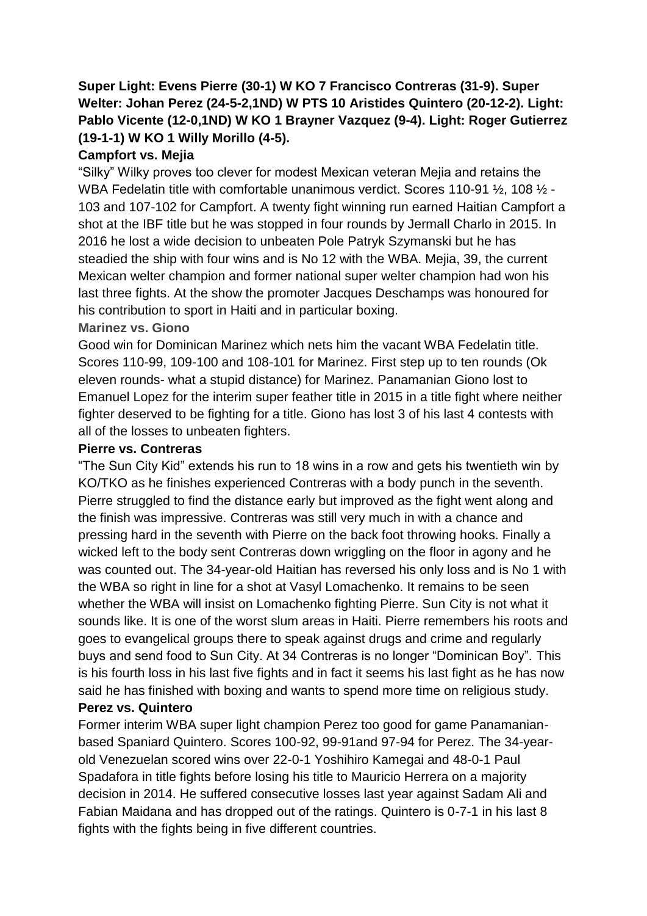**Super Light: Evens Pierre (30-1) W KO 7 Francisco Contreras (31-9). Super Welter: Johan Perez (24-5-2,1ND) W PTS 10 Aristides Quintero (20-12-2). Light: Pablo Vicente (12-0,1ND) W KO 1 Brayner Vazquez (9-4). Light: Roger Gutierrez (19-1-1) W KO 1 Willy Morillo (4-5).**

**Campfort vs. Mejia**

"Silky" Wilky proves too clever for modest Mexican veteran Mejia and retains the WBA Fedelatin title with comfortable unanimous verdict. Scores 110-91 ½, 108 ½ - 103 and 107-102 for Campfort. A twenty fight winning run earned Haitian Campfort a shot at the IBF title but he was stopped in four rounds by Jermall Charlo in 2015. In 2016 he lost a wide decision to unbeaten Pole Patryk Szymanski but he has steadied the ship with four wins and is No 12 with the WBA. Mejia, 39, the current Mexican welter champion and former national super welter champion had won his last three fights. At the show the promoter Jacques Deschamps was honoured for his contribution to sport in Haiti and in particular boxing.

**Marinez vs. Giono**

Good win for Dominican Marinez which nets him the vacant WBA Fedelatin title. Scores 110-99, 109-100 and 108-101 for Marinez. First step up to ten rounds (Ok eleven rounds- what a stupid distance) for Marinez. Panamanian Giono lost to Emanuel Lopez for the interim super feather title in 2015 in a title fight where neither fighter deserved to be fighting for a title. Giono has lost 3 of his last 4 contests with all of the losses to unbeaten fighters.

**Pierre vs. Contreras**

"The Sun City Kid" extends his run to 18 wins in a row and gets his twentieth win by KO/TKO as he finishes experienced Contreras with a body punch in the seventh. Pierre struggled to find the distance early but improved as the fight went along and the finish was impressive. Contreras was still very much in with a chance and pressing hard in the seventh with Pierre on the back foot throwing hooks. Finally a wicked left to the body sent Contreras down wriggling on the floor in agony and he was counted out. The 34-year-old Haitian has reversed his only loss and is No 1 with the WBA so right in line for a shot at Vasyl Lomachenko. It remains to be seen whether the WBA will insist on Lomachenko fighting Pierre. Sun City is not what it sounds like. It is one of the worst slum areas in Haiti. Pierre remembers his roots and goes to evangelical groups there to speak against drugs and crime and regularly buys and send food to Sun City. At 34 Contreras is no longer "Dominican Boy". This is his fourth loss in his last five fights and in fact it seems his last fight as he has now said he has finished with boxing and wants to spend more time on religious study.

**Perez vs. Quintero**

Former interim WBA super light champion Perez too good for game Panamanian-based Spaniard Quintero. Scores 100-92, 99-91and 97-94 for Perez. The 34-year-old Venezuelan scored wins over 22-0-1 Yoshihiro Kamegai and 48-0-1 Paul Spadafora in title fights before losing his title to Mauricio Herrera on a majority decision in 2014. He suffered consecutive losses last year against Sadam Ali and Fabian Maidana and has dropped out of the ratings. Quintero is 0-7-1 in his last 8 fights with the fights being in five different countries.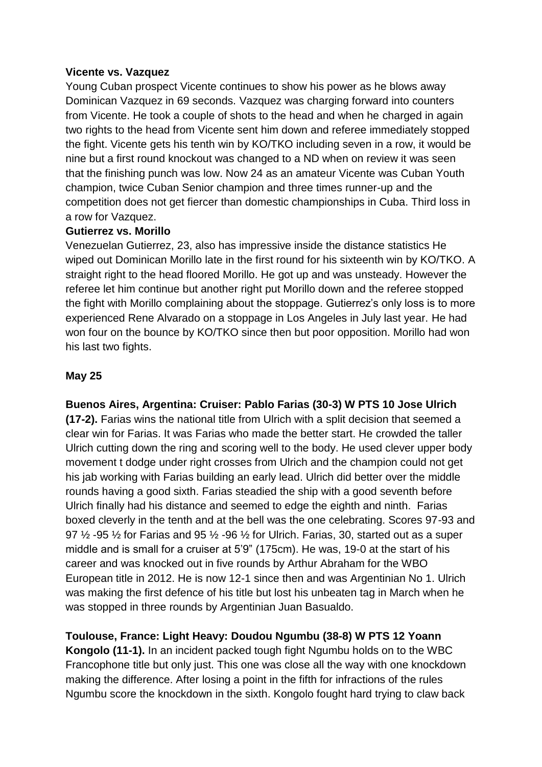**Vicente vs. Vazquez**

Young Cuban prospect Vicente continues to show his power as he blows away Dominican Vazquez in 69 seconds. Vazquez was charging forward into counters from Vicente. He took a couple of shots to the head and when he charged in again two rights to the head from Vicente sent him down and referee immediately stopped the fight. Vicente gets his tenth win by KO/TKO including seven in a row, it would be nine but a first round knockout was changed to a ND when on review it was seen that the finishing punch was low. Now 24 as an amateur Vicente was Cuban Youth champion, twice Cuban Senior champion and three times runner-up and the competition does not get fiercer than domestic championships in Cuba. Third loss in a row for Vazquez.

**Gutierrez vs. Morillo**

Venezuelan Gutierrez, 23, also has impressive inside the distance statistics He wiped out Dominican Morillo late in the first round for his sixteenth win by KO/TKO. A straight right to the head floored Morillo. He got up and was unsteady. However the referee let him continue but another right put Morillo down and the referee stopped the fight with Morillo complaining about the stoppage. Gutierrez's only loss is to more experienced Rene Alvarado on a stoppage in Los Angeles in July last year. He had won four on the bounce by KO/TKO since then but poor opposition. Morillo had won his last two fights.

**May 25**

**Buenos Aires, Argentina: Cruiser: Pablo Farias (30-3) W PTS 10 Jose Ulrich (17-2).** Farias wins the national title from Ulrich with a split decision that seemed a clear win for Farias. It was Farias who made the better start. He crowded the taller Ulrich cutting down the ring and scoring well to the body. He used clever upper body movement t dodge under right crosses from Ulrich and the champion could not get his jab working with Farias building an early lead. Ulrich did better over the middle rounds having a good sixth. Farias steadied the ship with a good seventh before Ulrich finally had his distance and seemed to edge the eighth and ninth. Farias boxed cleverly in the tenth and at the bell was the one celebrating. Scores 97-93 and 97 ½ -95 ½ for Farias and 95 ½ -96 ½ for Ulrich. Farias, 30, started out as a super middle and is small for a cruiser at 5'9" (175cm). He was, 19-0 at the start of his career and was knocked out in five rounds by Arthur Abraham for the WBO European title in 2012. He is now 12-1 since then and was Argentinian No 1. Ulrich was making the first defence of his title but lost his unbeaten tag in March when he was stopped in three rounds by Argentinian Juan Basualdo.

**Toulouse, France: Light Heavy: Doudou Ngumbu (38-8) W PTS 12 Yoann Kongolo (11-1).** In an incident packed tough fight Ngumbu holds on to the WBC Francophone title but only just. This one was close all the way with one knockdown making the difference. After losing a point in the fifth for infractions of the rules Ngumbu score the knockdown in the sixth. Kongolo fought hard trying to claw back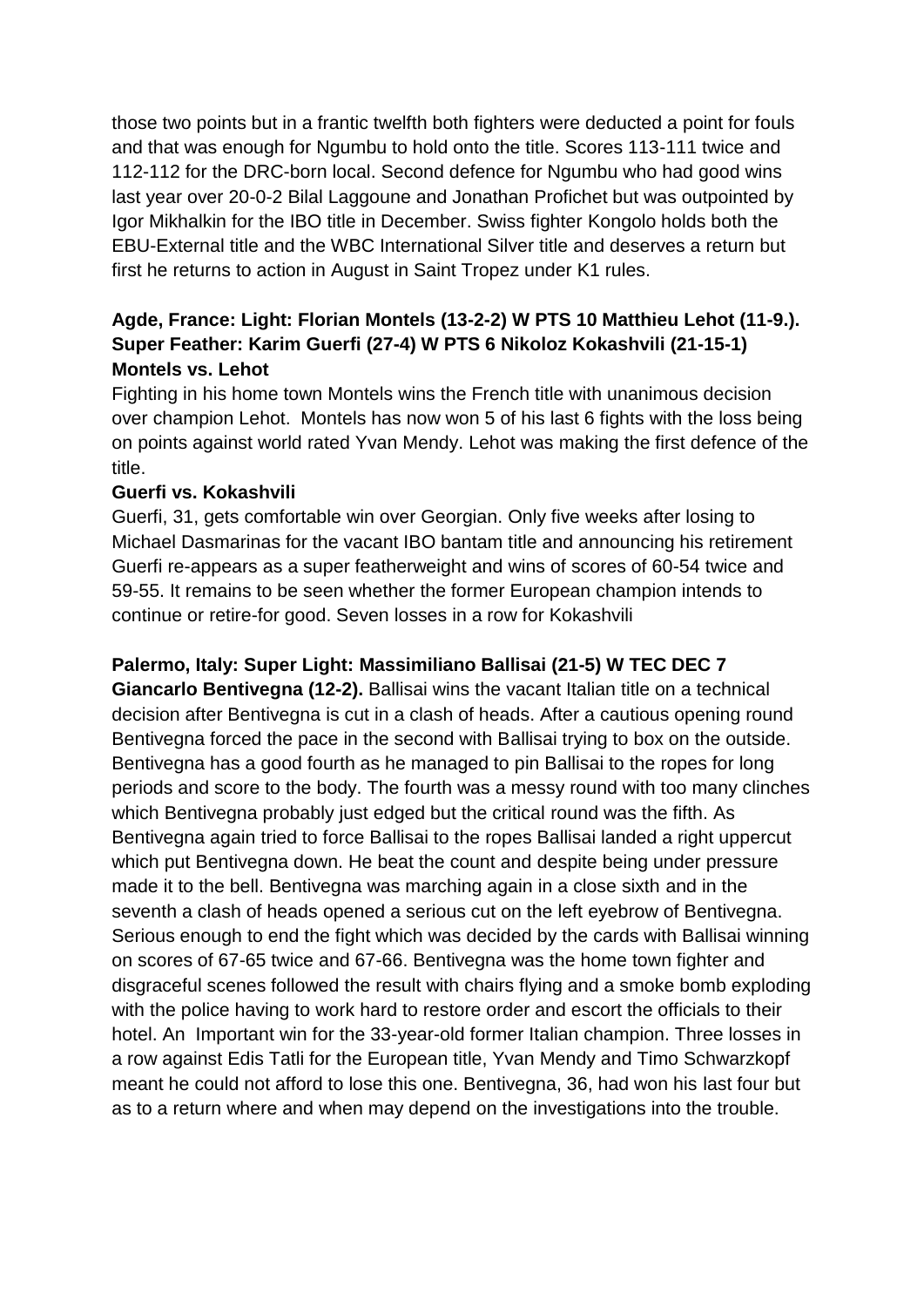those two points but in a frantic twelfth both fighters were deducted a point for fouls and that was enough for Ngumbu to hold onto the title. Scores 113-111 twice and 112-112 for the DRC-born local. Second defence for Ngumbu who had good wins last year over 20-0-2 Bilal Laggoune and Jonathan Profichet but was outpointed by Igor Mikhalkin for the IBO title in December. Swiss fighter Kongolo holds both the EBU-External title and the WBC International Silver title and deserves a return but first he returns to action in August in Saint Tropez under K1 rules.

**Agde, France: Light: Florian Montels (13-2-2) W PTS 10 Matthieu Lehot (11-9.). Super Feather: Karim Guerfi (27-4) W PTS 6 Nikoloz Kokashvili (21-15-1)**

**Montels vs. Lehot**

Fighting in his home town Montels wins the French title with unanimous decision over champion Lehot. Montels has now won 5 of his last 6 fights with the loss being on points against world rated Yvan Mendy. Lehot was making the first defence of the title.

**Guerfi vs. Kokashvili**

Guerfi, 31, gets comfortable win over Georgian. Only five weeks after losing to Michael Dasmarinas for the vacant IBO bantam title and announcing his retirement Guerfi re-appears as a super featherweight and wins of scores of 60-54 twice and 59-55. It remains to be seen whether the former European champion intends to continue or retire-for good. Seven losses in a row for Kokashvili

**Palermo, Italy: Super Light: Massimiliano Ballisai (21-5) W TEC DEC 7 Giancarlo Bentivegna (12-2).** Ballisai wins the vacant Italian title on a technical decision after Bentivegna is cut in a clash of heads. After a cautious opening round Bentivegna forced the pace in the second with Ballisai trying to box on the outside. Bentivegna has a good fourth as he managed to pin Ballisai to the ropes for long periods and score to the body. The fourth was a messy round with too many clinches which Bentivegna probably just edged but the critical round was the fifth. As Bentivegna again tried to force Ballisai to the ropes Ballisai landed a right uppercut which put Bentivegna down. He beat the count and despite being under pressure made it to the bell. Bentivegna was marching again in a close sixth and in the seventh a clash of heads opened a serious cut on the left eyebrow of Bentivegna. Serious enough to end the fight which was decided by the cards with Ballisai winning on scores of 67-65 twice and 67-66. Bentivegna was the home town fighter and disgraceful scenes followed the result with chairs flying and a smoke bomb exploding with the police having to work hard to restore order and escort the officials to their hotel. An Important win for the 33-year-old former Italian champion. Three losses in a row against Edis Tatli for the European title, Yvan Mendy and Timo Schwarzkopf meant he could not afford to lose this one. Bentivegna, 36, had won his last four but as to a return where and when may depend on the investigations into the trouble.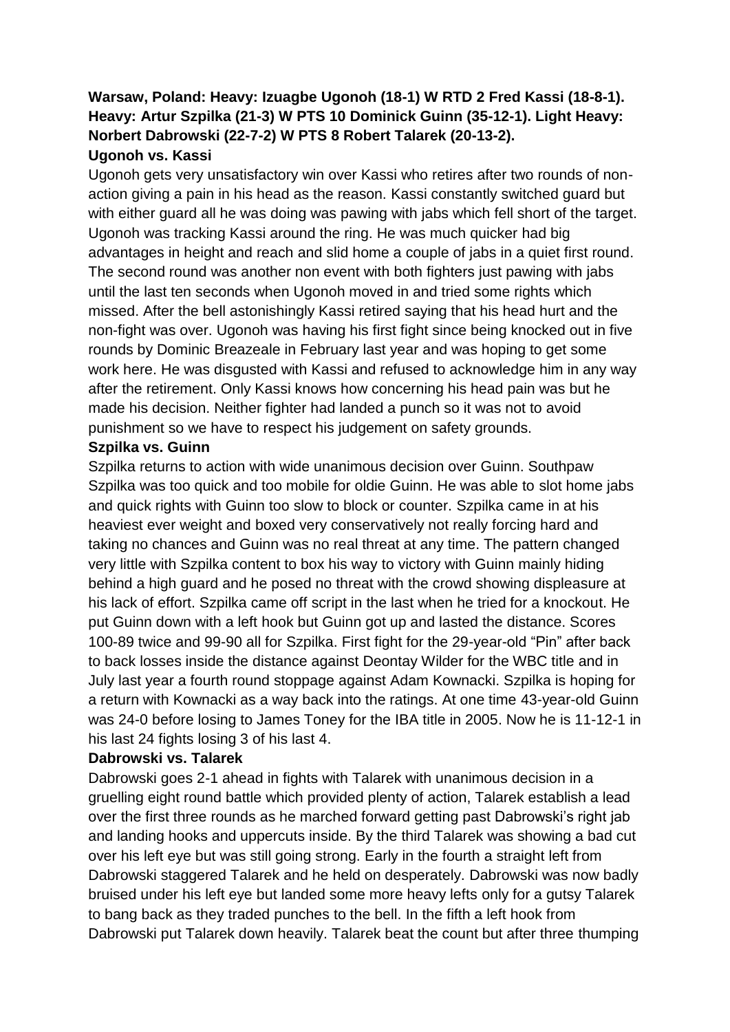**Warsaw, Poland: Heavy: Izuagbe Ugonoh (18-1) W RTD 2 Fred Kassi (18-8-1). Heavy: Artur Szpilka (21-3) W PTS 10 Dominick Guinn (35-12-1). Light Heavy: Norbert Dabrowski (22-7-2) W PTS 8 Robert Talarek (20-13-2).**

**Ugonoh vs. Kassi**

Ugonoh gets very unsatisfactory win over Kassi who retires after two rounds of non-action giving a pain in his head as the reason. Kassi constantly switched guard but with either guard all he was doing was pawing with jabs which fell short of the target. Ugonoh was tracking Kassi around the ring. He was much quicker had big advantages in height and reach and slid home a couple of jabs in a quiet first round. The second round was another non event with both fighters just pawing with jabs until the last ten seconds when Ugonoh moved in and tried some rights which missed. After the bell astonishingly Kassi retired saying that his head hurt and the non-fight was over. Ugonoh was having his first fight since being knocked out in five rounds by Dominic Breazeale in February last year and was hoping to get some work here. He was disgusted with Kassi and refused to acknowledge him in any way after the retirement. Only Kassi knows how concerning his head pain was but he made his decision. Neither fighter had landed a punch so it was not to avoid punishment so we have to respect his judgement on safety grounds.

**Szpilka vs. Guinn**

Szpilka returns to action with wide unanimous decision over Guinn. Southpaw Szpilka was too quick and too mobile for oldie Guinn. He was able to slot home jabs and quick rights with Guinn too slow to block or counter. Szpilka came in at his heaviest ever weight and boxed very conservatively not really forcing hard and taking no chances and Guinn was no real threat at any time. The pattern changed very little with Szpilka content to box his way to victory with Guinn mainly hiding behind a high guard and he posed no threat with the crowd showing displeasure at his lack of effort. Szpilka came off script in the last when he tried for a knockout. He put Guinn down with a left hook but Guinn got up and lasted the distance. Scores 100-89 twice and 99-90 all for Szpilka. First fight for the 29-year-old "Pin" after back to back losses inside the distance against Deontay Wilder for the WBC title and in July last year a fourth round stoppage against Adam Kownacki. Szpilka is hoping for a return with Kownacki as a way back into the ratings. At one time 43-year-old Guinn was 24-0 before losing to James Toney for the IBA title in 2005. Now he is 11-12-1 in his last 24 fights losing 3 of his last 4.

**Dabrowski vs. Talarek**

Dabrowski goes 2-1 ahead in fights with Talarek with unanimous decision in a gruelling eight round battle which provided plenty of action, Talarek establish a lead over the first three rounds as he marched forward getting past Dabrowski's right jab and landing hooks and uppercuts inside. By the third Talarek was showing a bad cut over his left eye but was still going strong. Early in the fourth a straight left from Dabrowski staggered Talarek and he held on desperately. Dabrowski was now badly bruised under his left eye but landed some more heavy lefts only for a gutsy Talarek to bang back as they traded punches to the bell. In the fifth a left hook from Dabrowski put Talarek down heavily. Talarek beat the count but after three thumping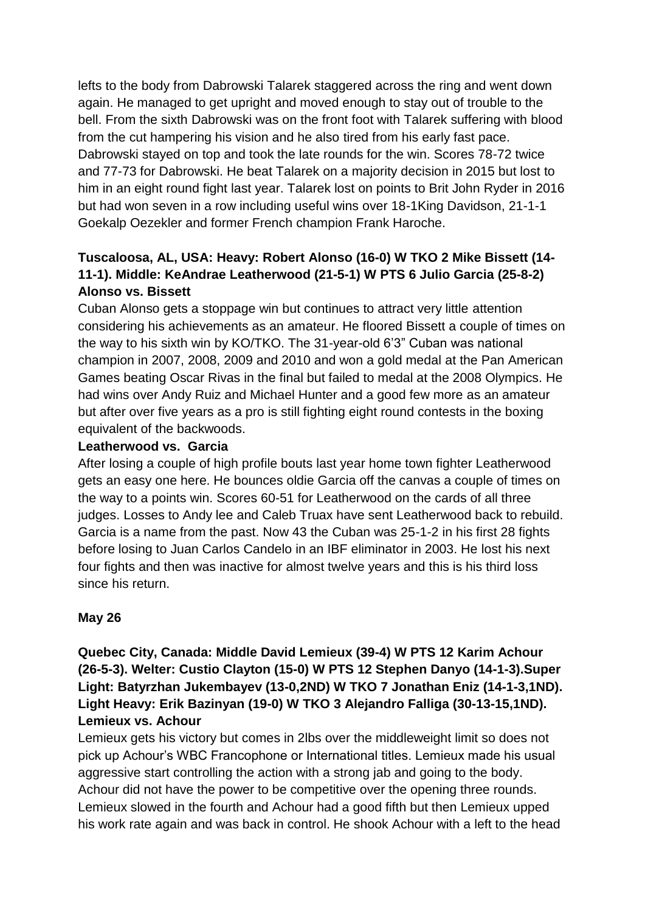lefts to the body from Dabrowski Talarek staggered across the ring and went down again. He managed to get upright and moved enough to stay out of trouble to the bell. From the sixth Dabrowski was on the front foot with Talarek suffering with blood from the cut hampering his vision and he also tired from his early fast pace. Dabrowski stayed on top and took the late rounds for the win. Scores 78-72 twice and 77-73 for Dabrowski. He beat Talarek on a majority decision in 2015 but lost to him in an eight round fight last year. Talarek lost on points to Brit John Ryder in 2016 but had won seven in a row including useful wins over 18-1King Davidson, 21-1-1 Goekalp Oezekler and former French champion Frank Haroche.

**Tuscaloosa, AL, USA: Heavy: Robert Alonso (16-0) W TKO 2 Mike Bissett (14-11-1). Middle: KeAndrae Leatherwood (21-5-1) W PTS 6 Julio Garcia (25-8-2)**

**Alonso vs. Bissett**

Cuban Alonso gets a stoppage win but continues to attract very little attention considering his achievements as an amateur. He floored Bissett a couple of times on the way to his sixth win by KO/TKO. The 31-year-old 6'3" Cuban was national champion in 2007, 2008, 2009 and 2010 and won a gold medal at the Pan American Games beating Oscar Rivas in the final but failed to medal at the 2008 Olympics. He had wins over Andy Ruiz and Michael Hunter and a good few more as an amateur but after over five years as a pro is still fighting eight round contests in the boxing equivalent of the backwoods.

**Leatherwood vs. Garcia**

After losing a couple of high profile bouts last year home town fighter Leatherwood gets an easy one here. He bounces oldie Garcia off the canvas a couple of times on the way to a points win. Scores 60-51 for Leatherwood on the cards of all three judges. Losses to Andy lee and Caleb Truax have sent Leatherwood back to rebuild. Garcia is a name from the past. Now 43 the Cuban was 25-1-2 in his first 28 fights before losing to Juan Carlos Candelo in an IBF eliminator in 2003. He lost his next four fights and then was inactive for almost twelve years and this is his third loss since his return.

**May 26**

**Quebec City, Canada: Middle David Lemieux (39-4) W PTS 12 Karim Achour (26-5-3). Welter: Custio Clayton (15-0) W PTS 12 Stephen Danyo (14-1-3).Super Light: Batyrzhan Jukembayev (13-0,2ND) W TKO 7 Jonathan Eniz (14-1-3,1ND). Light Heavy: Erik Bazinyan (19-0) W TKO 3 Alejandro Falliga (30-13-15,1ND).**

**Lemieux vs. Achour**

Lemieux gets his victory but comes in 2lbs over the middleweight limit so does not pick up Achour's WBC Francophone or International titles. Lemieux made his usual aggressive start controlling the action with a strong jab and going to the body. Achour did not have the power to be competitive over the opening three rounds. Lemieux slowed in the fourth and Achour had a good fifth but then Lemieux upped his work rate again and was back in control. He shook Achour with a left to the head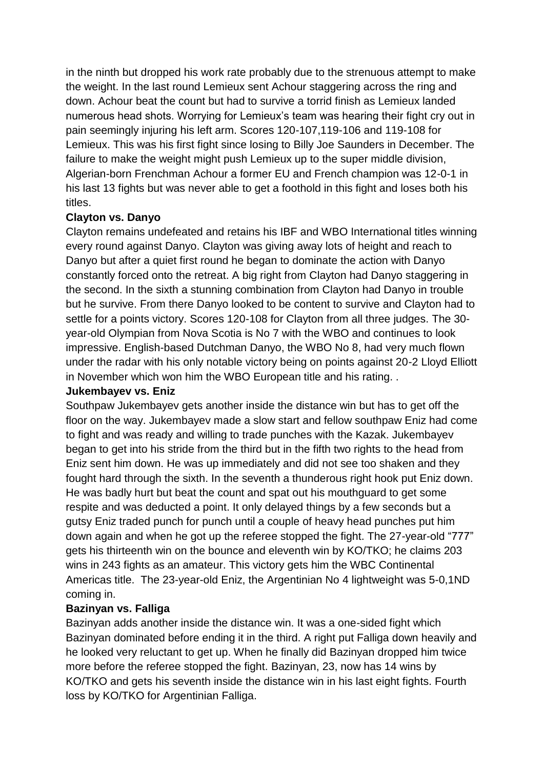in the ninth but dropped his work rate probably due to the strenuous attempt to make the weight. In the last round Lemieux sent Achour staggering across the ring and down. Achour beat the count but had to survive a torrid finish as Lemieux landed numerous head shots. Worrying for Lemieux's team was hearing their fight cry out in pain seemingly injuring his left arm. Scores 120-107,119-106 and 119-108 for Lemieux. This was his first fight since losing to Billy Joe Saunders in December. The failure to make the weight might push Lemieux up to the super middle division, Algerian-born Frenchman Achour a former EU and French champion was 12-0-1 in his last 13 fights but was never able to get a foothold in this fight and loses both his titles.

**Clayton vs. Danyo**

Clayton remains undefeated and retains his IBF and WBO International titles winning every round against Danyo. Clayton was giving away lots of height and reach to Danyo but after a quiet first round he began to dominate the action with Danyo constantly forced onto the retreat. A big right from Clayton had Danyo staggering in the second. In the sixth a stunning combination from Clayton had Danyo in trouble but he survive. From there Danyo looked to be content to survive and Clayton had to settle for a points victory. Scores 120-108 for Clayton from all three judges. The 30-year-old Olympian from Nova Scotia is No 7 with the WBO and continues to look impressive. English-based Dutchman Danyo, the WBO No 8, had very much flown under the radar with his only notable victory being on points against 20-2 Lloyd Elliott in November which won him the WBO European title and his rating. .

**Jukembayev vs. Eniz**

Southpaw Jukembayev gets another inside the distance win but has to get off the floor on the way. Jukembayev made a slow start and fellow southpaw Eniz had come to fight and was ready and willing to trade punches with the Kazak. Jukembayev began to get into his stride from the third but in the fifth two rights to the head from Eniz sent him down. He was up immediately and did not see too shaken and they fought hard through the sixth. In the seventh a thunderous right hook put Eniz down. He was badly hurt but beat the count and spat out his mouthguard to get some respite and was deducted a point. It only delayed things by a few seconds but a gutsy Eniz traded punch for punch until a couple of heavy head punches put him down again and when he got up the referee stopped the fight. The 27-year-old "777" gets his thirteenth win on the bounce and eleventh win by KO/TKO; he claims 203 wins in 243 fights as an amateur. This victory gets him the WBC Continental Americas title. The 23-year-old Eniz, the Argentinian No 4 lightweight was 5-0,1ND coming in.

**Bazinyan vs. Falliga**

Bazinyan adds another inside the distance win. It was a one-sided fight which Bazinyan dominated before ending it in the third. A right put Falliga down heavily and he looked very reluctant to get up. When he finally did Bazinyan dropped him twice more before the referee stopped the fight. Bazinyan, 23, now has 14 wins by KO/TKO and gets his seventh inside the distance win in his last eight fights. Fourth loss by KO/TKO for Argentinian Falliga.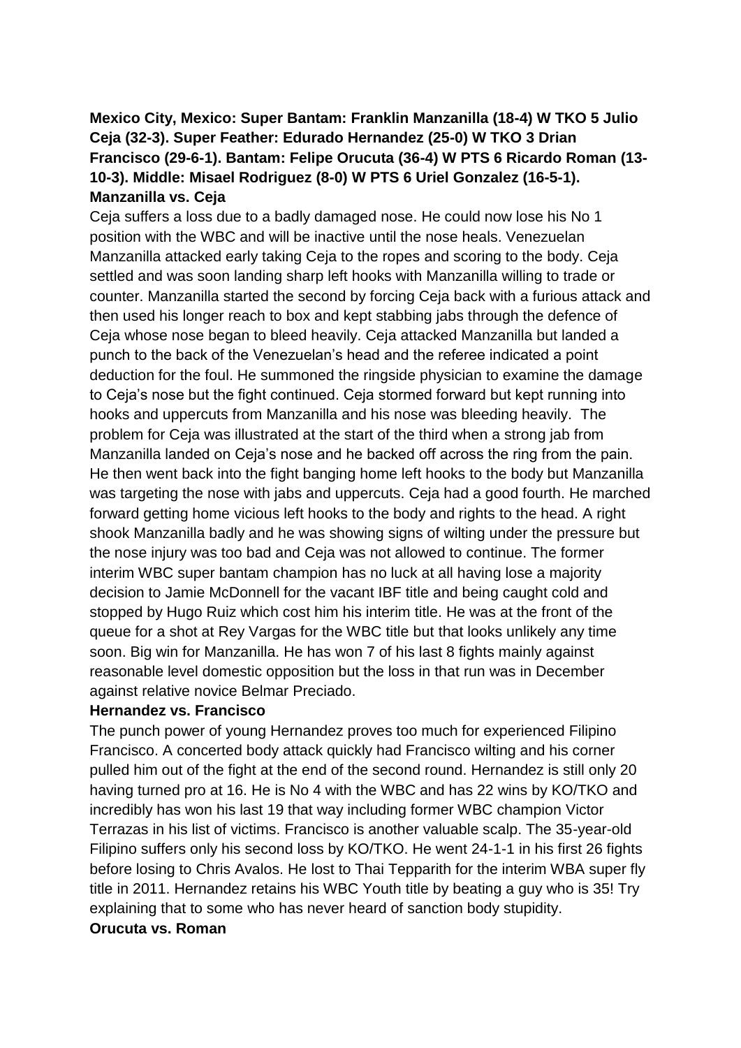**Mexico City, Mexico: Super Bantam: Franklin Manzanilla (18-4) W TKO 5 Julio Ceja (32-3). Super Feather: Edurado Hernandez (25-0) W TKO 3 Drian Francisco (29-6-1). Bantam: Felipe Orucuta (36-4) W PTS 6 Ricardo Roman (13-10-3). Middle: Misael Rodriguez (8-0) W PTS 6 Uriel Gonzalez (16-5-1).**

**Manzanilla vs. Ceja**

Ceja suffers a loss due to a badly damaged nose. He could now lose his No 1 position with the WBC and will be inactive until the nose heals. Venezuelan Manzanilla attacked early taking Ceja to the ropes and scoring to the body. Ceja settled and was soon landing sharp left hooks with Manzanilla willing to trade or counter. Manzanilla started the second by forcing Ceja back with a furious attack and then used his longer reach to box and kept stabbing jabs through the defence of Ceja whose nose began to bleed heavily. Ceja attacked Manzanilla but landed a punch to the back of the Venezuelan's head and the referee indicated a point deduction for the foul. He summoned the ringside physician to examine the damage to Ceja's nose but the fight continued. Ceja stormed forward but kept running into hooks and uppercuts from Manzanilla and his nose was bleeding heavily. The problem for Ceja was illustrated at the start of the third when a strong jab from Manzanilla landed on Ceja's nose and he backed off across the ring from the pain. He then went back into the fight banging home left hooks to the body but Manzanilla was targeting the nose with jabs and uppercuts. Ceja had a good fourth. He marched forward getting home vicious left hooks to the body and rights to the head. A right shook Manzanilla badly and he was showing signs of wilting under the pressure but the nose injury was too bad and Ceja was not allowed to continue. The former interim WBC super bantam champion has no luck at all having lose a majority decision to Jamie McDonnell for the vacant IBF title and being caught cold and stopped by Hugo Ruiz which cost him his interim title. He was at the front of the queue for a shot at Rey Vargas for the WBC title but that looks unlikely any time soon. Big win for Manzanilla. He has won 7 of his last 8 fights mainly against reasonable level domestic opposition but the loss in that run was in December against relative novice Belmar Preciado.

**Hernandez vs. Francisco**

The punch power of young Hernandez proves too much for experienced Filipino Francisco. A concerted body attack quickly had Francisco wilting and his corner pulled him out of the fight at the end of the second round. Hernandez is still only 20 having turned pro at 16. He is No 4 with the WBC and has 22 wins by KO/TKO and incredibly has won his last 19 that way including former WBC champion Victor Terrazas in his list of victims. Francisco is another valuable scalp. The 35-year-old Filipino suffers only his second loss by KO/TKO. He went 24-1-1 in his first 26 fights before losing to Chris Avalos. He lost to Thai Tepparith for the interim WBA super fly title in 2011. Hernandez retains his WBC Youth title by beating a guy who is 35! Try explaining that to some who has never heard of sanction body stupidity.

**Orucuta vs. Roman**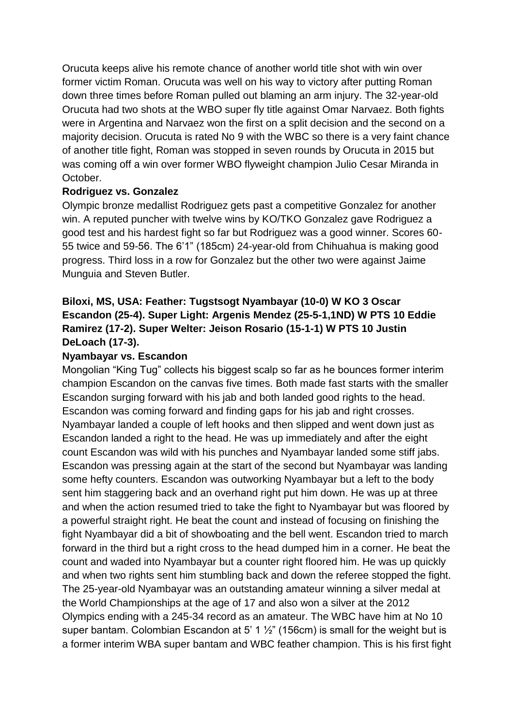Orucuta keeps alive his remote chance of another world title shot with win over former victim Roman. Orucuta was well on his way to victory after putting Roman down three times before Roman pulled out blaming an arm injury. The 32-year-old Orucuta had two shots at the WBO super fly title against Omar Narvaez. Both fights were in Argentina and Narvaez won the first on a split decision and the second on a majority decision. Orucuta is rated No 9 with the WBC so there is a very faint chance of another title fight, Roman was stopped in seven rounds by Orucuta in 2015 but was coming off a win over former WBO flyweight champion Julio Cesar Miranda in October.

**Rodriguez vs. Gonzalez**

Olympic bronze medallist Rodriguez gets past a competitive Gonzalez for another win. A reputed puncher with twelve wins by KO/TKO Gonzalez gave Rodriguez a good test and his hardest fight so far but Rodriguez was a good winner. Scores 60-55 twice and 59-56. The 6'1" (185cm) 24-year-old from Chihuahua is making good progress. Third loss in a row for Gonzalez but the other two were against Jaime Munguia and Steven Butler.

**Biloxi, MS, USA: Feather: Tugstsogt Nyambayar (10-0) W KO 3 Oscar Escandon (25-4). Super Light: Argenis Mendez (25-5-1,1ND) W PTS 10 Eddie Ramirez (17-2). Super Welter: Jeison Rosario (15-1-1) W PTS 10 Justin DeLoach (17-3).**

**Nyambayar vs. Escandon**

Mongolian "King Tug" collects his biggest scalp so far as he bounces former interim champion Escandon on the canvas five times. Both made fast starts with the smaller Escandon surging forward with his jab and both landed good rights to the head. Escandon was coming forward and finding gaps for his jab and right crosses. Nyambayar landed a couple of left hooks and then slipped and went down just as Escandon landed a right to the head. He was up immediately and after the eight count Escandon was wild with his punches and Nyambayar landed some stiff jabs. Escandon was pressing again at the start of the second but Nyambayar was landing some hefty counters. Escandon was outworking Nyambayar but a left to the body sent him staggering back and an overhand right put him down. He was up at three and when the action resumed tried to take the fight to Nyambayar but was floored by a powerful straight right. He beat the count and instead of focusing on finishing the fight Nyambayar did a bit of showboating and the bell went. Escandon tried to march forward in the third but a right cross to the head dumped him in a corner. He beat the count and waded into Nyambayar but a counter right floored him. He was up quickly and when two rights sent him stumbling back and down the referee stopped the fight. The 25-year-old Nyambayar was an outstanding amateur winning a silver medal at the World Championships at the age of 17 and also won a silver at the 2012 Olympics ending with a 245-34 record as an amateur. The WBC have him at No 10 super bantam. Colombian Escandon at 5' 1 ½" (156cm) is small for the weight but is a former interim WBA super bantam and WBC feather champion. This is his first fight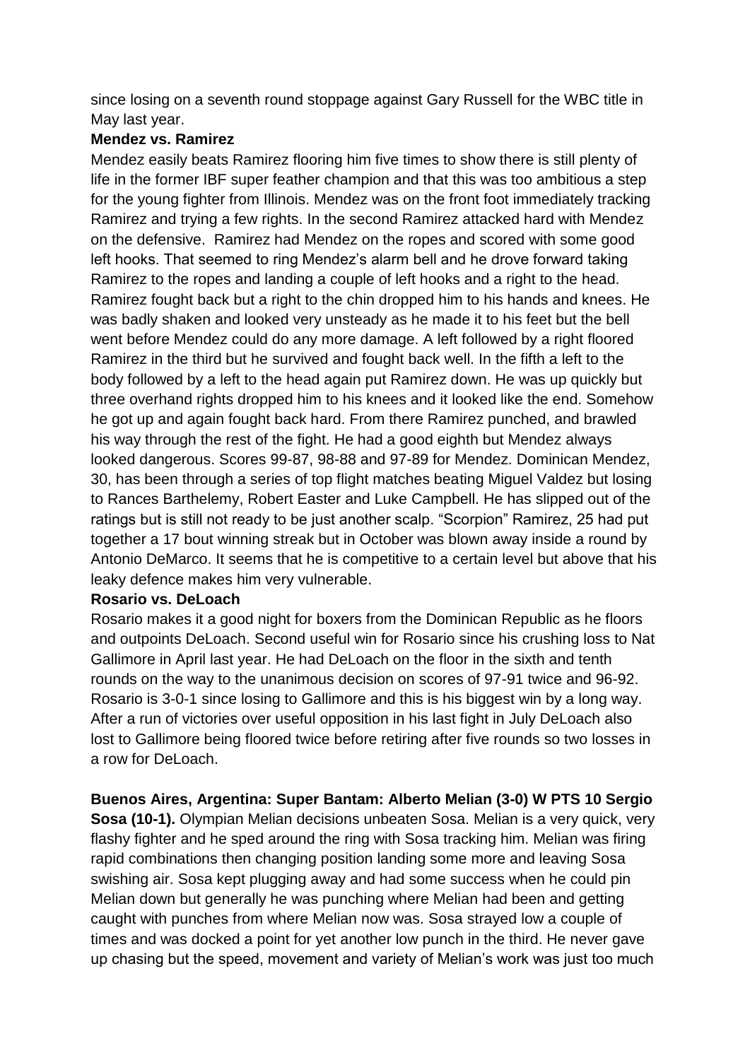since losing on a seventh round stoppage against Gary Russell for the WBC title in May last year.

**Mendez vs. Ramirez**

Mendez easily beats Ramirez flooring him five times to show there is still plenty of life in the former IBF super feather champion and that this was too ambitious a step for the young fighter from Illinois. Mendez was on the front foot immediately tracking Ramirez and trying a few rights. In the second Ramirez attacked hard with Mendez on the defensive. Ramirez had Mendez on the ropes and scored with some good left hooks. That seemed to ring Mendez's alarm bell and he drove forward taking Ramirez to the ropes and landing a couple of left hooks and a right to the head. Ramirez fought back but a right to the chin dropped him to his hands and knees. He was badly shaken and looked very unsteady as he made it to his feet but the bell went before Mendez could do any more damage. A left followed by a right floored Ramirez in the third but he survived and fought back well. In the fifth a left to the body followed by a left to the head again put Ramirez down. He was up quickly but three overhand rights dropped him to his knees and it looked like the end. Somehow he got up and again fought back hard. From there Ramirez punched, and brawled his way through the rest of the fight. He had a good eighth but Mendez always looked dangerous. Scores 99-87, 98-88 and 97-89 for Mendez. Dominican Mendez, 30, has been through a series of top flight matches beating Miguel Valdez but losing to Rances Barthelemy, Robert Easter and Luke Campbell. He has slipped out of the ratings but is still not ready to be just another scalp. "Scorpion" Ramirez, 25 had put together a 17 bout winning streak but in October was blown away inside a round by Antonio DeMarco. It seems that he is competitive to a certain level but above that his leaky defence makes him very vulnerable.

**Rosario vs. DeLoach**

Rosario makes it a good night for boxers from the Dominican Republic as he floors and outpoints DeLoach. Second useful win for Rosario since his crushing loss to Nat Gallimore in April last year. He had DeLoach on the floor in the sixth and tenth rounds on the way to the unanimous decision on scores of 97-91 twice and 96-92. Rosario is 3-0-1 since losing to Gallimore and this is his biggest win by a long way. After a run of victories over useful opposition in his last fight in July DeLoach also lost to Gallimore being floored twice before retiring after five rounds so two losses in a row for DeLoach.

**Buenos Aires, Argentina: Super Bantam: Alberto Melian (3-0) W PTS 10 Sergio Sosa (10-1).** Olympian Melian decisions unbeaten Sosa. Melian is a very quick, very flashy fighter and he sped around the ring with Sosa tracking him. Melian was firing rapid combinations then changing position landing some more and leaving Sosa swishing air. Sosa kept plugging away and had some success when he could pin Melian down but generally he was punching where Melian had been and getting caught with punches from where Melian now was. Sosa strayed low a couple of times and was docked a point for yet another low punch in the third. He never gave up chasing but the speed, movement and variety of Melian's work was just too much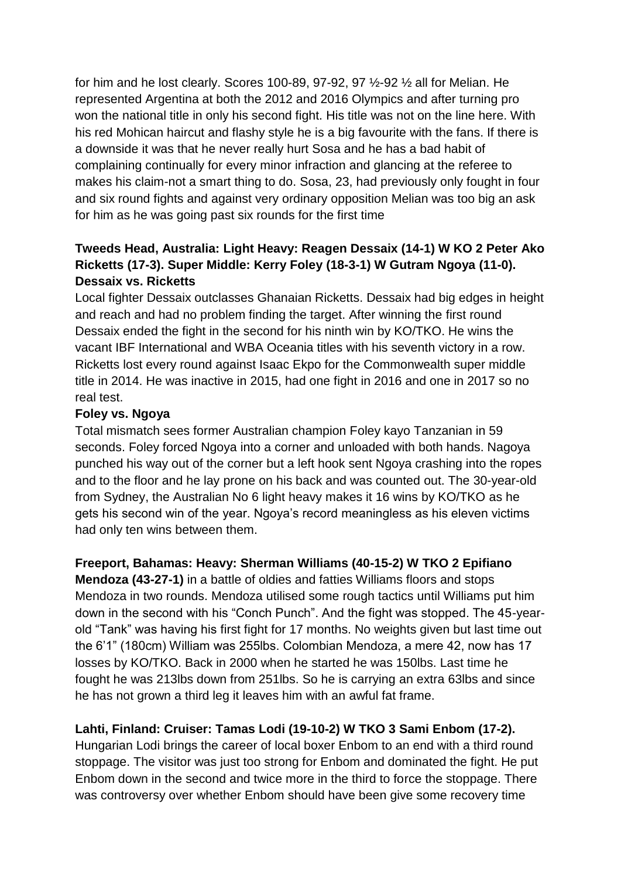for him and he lost clearly. Scores 100-89, 97-92, 97 ½-92 ½ all for Melian. He represented Argentina at both the 2012 and 2016 Olympics and after turning pro won the national title in only his second fight. His title was not on the line here. With his red Mohican haircut and flashy style he is a big favourite with the fans. If there is a downside it was that he never really hurt Sosa and he has a bad habit of complaining continually for every minor infraction and glancing at the referee to makes his claim-not a smart thing to do. Sosa, 23, had previously only fought in four and six round fights and against very ordinary opposition Melian was too big an ask for him as he was going past six rounds for the first time

**Tweeds Head, Australia: Light Heavy: Reagen Dessaix (14-1) W KO 2 Peter Ako Ricketts (17-3). Super Middle: Kerry Foley (18-3-1) W Gutram Ngoya (11-0).**

**Dessaix vs. Ricketts**

Local fighter Dessaix outclasses Ghanaian Ricketts. Dessaix had big edges in height and reach and had no problem finding the target. After winning the first round Dessaix ended the fight in the second for his ninth win by KO/TKO. He wins the vacant IBF International and WBA Oceania titles with his seventh victory in a row. Ricketts lost every round against Isaac Ekpo for the Commonwealth super middle title in 2014. He was inactive in 2015, had one fight in 2016 and one in 2017 so no real test.

**Foley vs. Ngoya**

Total mismatch sees former Australian champion Foley kayo Tanzanian in 59 seconds. Foley forced Ngoya into a corner and unloaded with both hands. Nagoya punched his way out of the corner but a left hook sent Ngoya crashing into the ropes and to the floor and he lay prone on his back and was counted out. The 30-year-old from Sydney, the Australian No 6 light heavy makes it 16 wins by KO/TKO as he gets his second win of the year. Ngoya's record meaningless as his eleven victims had only ten wins between them.

**Freeport, Bahamas: Heavy: Sherman Williams (40-15-2) W TKO 2 Epifiano Mendoza (43-27-1)** in a battle of oldies and fatties Williams floors and stops Mendoza in two rounds. Mendoza utilised some rough tactics until Williams put him down in the second with his "Conch Punch". And the fight was stopped. The 45-year-old "Tank" was having his first fight for 17 months. No weights given but last time out the 6'1" (180cm) William was 255lbs. Colombian Mendoza, a mere 42, now has 17 losses by KO/TKO. Back in 2000 when he started he was 150lbs. Last time he fought he was 213lbs down from 251lbs. So he is carrying an extra 63lbs and since he has not grown a third leg it leaves him with an awful fat frame.

**Lahti, Finland: Cruiser: Tamas Lodi (19-10-2) W TKO 3 Sami Enbom (17-2).**

Hungarian Lodi brings the career of local boxer Enbom to an end with a third round stoppage. The visitor was just too strong for Enbom and dominated the fight. He put Enbom down in the second and twice more in the third to force the stoppage. There was controversy over whether Enbom should have been give some recovery time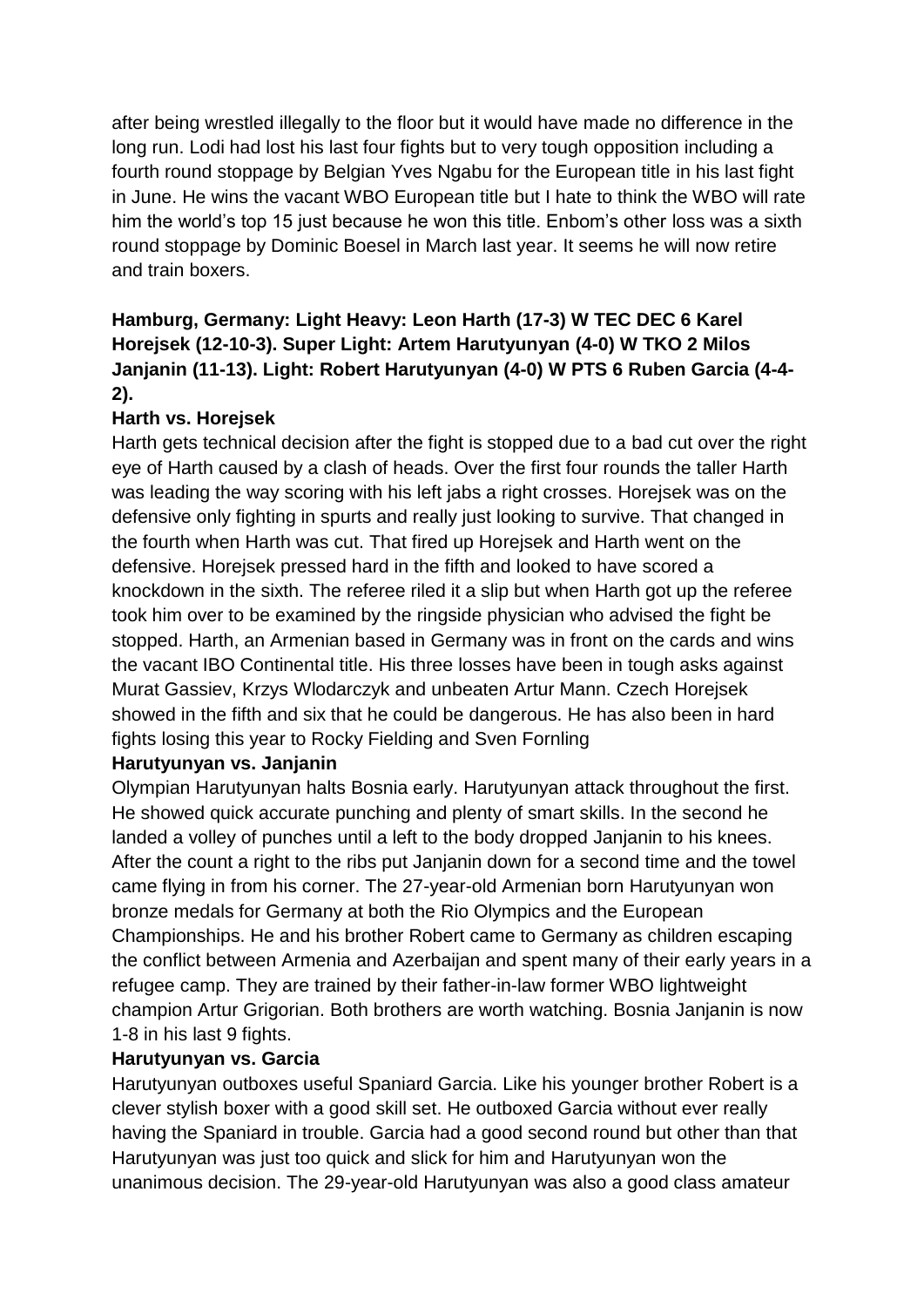after being wrestled illegally to the floor but it would have made no difference in the long run. Lodi had lost his last four fights but to very tough opposition including a fourth round stoppage by Belgian Yves Ngabu for the European title in his last fight in June. He wins the vacant WBO European title but I hate to think the WBO will rate him the world's top 15 just because he won this title. Enbom's other loss was a sixth round stoppage by Dominic Boesel in March last year. It seems he will now retire and train boxers.

**Hamburg, Germany: Light Heavy: Leon Harth (17-3) W TEC DEC 6 Karel Horejsek (12-10-3). Super Light: Artem Harutyunyan (4-0) W TKO 2 Milos Janjanin (11-13). Light: Robert Harutyunyan (4-0) W PTS 6 Ruben Garcia (4-4-2).**

**Harth vs. Horejsek**

Harth gets technical decision after the fight is stopped due to a bad cut over the right eye of Harth caused by a clash of heads. Over the first four rounds the taller Harth was leading the way scoring with his left jabs a right crosses. Horejsek was on the defensive only fighting in spurts and really just looking to survive. That changed in the fourth when Harth was cut. That fired up Horejsek and Harth went on the defensive. Horejsek pressed hard in the fifth and looked to have scored a knockdown in the sixth. The referee riled it a slip but when Harth got up the referee took him over to be examined by the ringside physician who advised the fight be stopped. Harth, an Armenian based in Germany was in front on the cards and wins the vacant IBO Continental title. His three losses have been in tough asks against Murat Gassiev, Krzys Wlodarczyk and unbeaten Artur Mann. Czech Horejsek showed in the fifth and six that he could be dangerous. He has also been in hard fights losing this year to Rocky Fielding and Sven Fornling

**Harutyunyan vs. Janjanin**

Olympian Harutyunyan halts Bosnia early. Harutyunyan attack throughout the first. He showed quick accurate punching and plenty of smart skills. In the second he landed a volley of punches until a left to the body dropped Janjanin to his knees. After the count a right to the ribs put Janjanin down for a second time and the towel came flying in from his corner. The 27-year-old Armenian born Harutyunyan won bronze medals for Germany at both the Rio Olympics and the European Championships. He and his brother Robert came to Germany as children escaping the conflict between Armenia and Azerbaijan and spent many of their early years in a refugee camp. They are trained by their father-in-law former WBO lightweight champion Artur Grigorian. Both brothers are worth watching. Bosnia Janjanin is now 1-8 in his last 9 fights.

**Harutyunyan vs. Garcia**

Harutyunyan outboxes useful Spaniard Garcia. Like his younger brother Robert is a clever stylish boxer with a good skill set. He outboxed Garcia without ever really having the Spaniard in trouble. Garcia had a good second round but other than that Harutyunyan was just too quick and slick for him and Harutyunyan won the unanimous decision. The 29-year-old Harutyunyan was also a good class amateur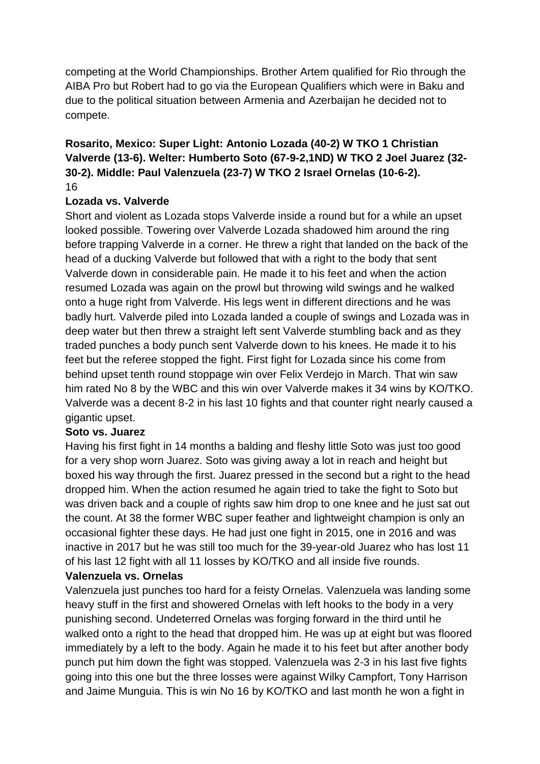competing at the World Championships. Brother Artem qualified for Rio through the AIBA Pro but Robert had to go via the European Qualifiers which were in Baku and due to the political situation between Armenia and Azerbaijan he decided not to compete.

**Rosarito, Mexico: Super Light: Antonio Lozada (40-2) W TKO 1 Christian Valverde (13-6). Welter: Humberto Soto (67-9-2,1ND) W TKO 2 Joel Juarez (32-30-2). Middle: Paul Valenzuela (23-7) W TKO 2 Israel Ornelas (10-6-2).**

**Lozada vs. Valverde**

Short and violent as Lozada stops Valverde inside a round but for a while an upset looked possible. Towering over Valverde Lozada shadowed him around the ring before trapping Valverde in a corner. He threw a right that landed on the back of the head of a ducking Valverde but followed that with a right to the body that sent Valverde down in considerable pain. He made it to his feet and when the action resumed Lozada was again on the prowl but throwing wild swings and he walked onto a huge right from Valverde. His legs went in different directions and he was badly hurt. Valverde piled into Lozada landed a couple of swings and Lozada was in deep water but then threw a straight left sent Valverde stumbling back and as they traded punches a body punch sent Valverde down to his knees. He made it to his feet but the referee stopped the fight. First fight for Lozada since his come from behind upset tenth round stoppage win over Felix Verdejo in March. That win saw him rated No 8 by the WBC and this win over Valverde makes it 34 wins by KO/TKO. Valverde was a decent 8-2 in his last 10 fights and that counter right nearly caused a gigantic upset.

**Soto vs. Juarez**

Having his first fight in 14 months a balding and fleshy little Soto was just too good for a very shop worn Juarez. Soto was giving away a lot in reach and height but boxed his way through the first. Juarez pressed in the second but a right to the head dropped him. When the action resumed he again tried to take the fight to Soto but was driven back and a couple of rights saw him drop to one knee and he just sat out the count. At 38 the former WBC super feather and lightweight champion is only an occasional fighter these days. He had just one fight in 2015, one in 2016 and was inactive in 2017 but he was still too much for the 39-year-old Juarez who has lost 11 of his last 12 fight with all 11 losses by KO/TKO and all inside five rounds.

**Valenzuela vs. Ornelas**

Valenzuela just punches too hard for a feisty Ornelas. Valenzuela was landing some heavy stuff in the first and showered Ornelas with left hooks to the body in a very punishing second. Undeterred Ornelas was forging forward in the third until he walked onto a right to the head that dropped him. He was up at eight but was floored immediately by a left to the body. Again he made it to his feet but after another body punch put him down the fight was stopped. Valenzuela was 2-3 in his last five fights going into this one but the three losses were against Wilky Campfort, Tony Harrison and Jaime Munguia. This is win No 16 by KO/TKO and last month he won a fight in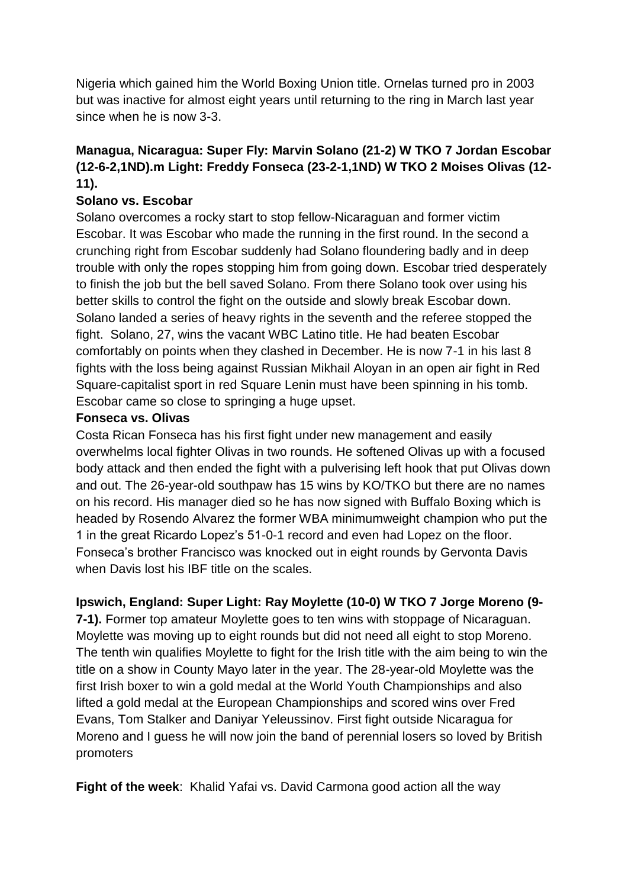Nigeria which gained him the World Boxing Union title. Ornelas turned pro in 2003 but was inactive for almost eight years until returning to the ring in March last year since when he is now 3-3.

**Managua, Nicaragua: Super Fly: Marvin Solano (21-2) W TKO 7 Jordan Escobar (12-6-2,1ND).m Light: Freddy Fonseca (23-2-1,1ND) W TKO 2 Moises Olivas (12-11).**

**Solano vs. Escobar**

Solano overcomes a rocky start to stop fellow-Nicaraguan and former victim Escobar. It was Escobar who made the running in the first round. In the second a crunching right from Escobar suddenly had Solano floundering badly and in deep trouble with only the ropes stopping him from going down. Escobar tried desperately to finish the job but the bell saved Solano. From there Solano took over using his better skills to control the fight on the outside and slowly break Escobar down. Solano landed a series of heavy rights in the seventh and the referee stopped the fight. Solano, 27, wins the vacant WBC Latino title. He had beaten Escobar comfortably on points when they clashed in December. He is now 7-1 in his last 8 fights with the loss being against Russian Mikhail Aloyan in an open air fight in Red Square-capitalist sport in red Square Lenin must have been spinning in his tomb. Escobar came so close to springing a huge upset.

**Fonseca vs. Olivas**

Costa Rican Fonseca has his first fight under new management and easily overwhelms local fighter Olivas in two rounds. He softened Olivas up with a focused body attack and then ended the fight with a pulverising left hook that put Olivas down and out. The 26-year-old southpaw has 15 wins by KO/TKO but there are no names on his record. His manager died so he has now signed with Buffalo Boxing which is headed by Rosendo Alvarez the former WBA minimumweight champion who put the 1 in the great Ricardo Lopez's 51-0-1 record and even had Lopez on the floor. Fonseca's brother Francisco was knocked out in eight rounds by Gervonta Davis when Davis lost his IBF title on the scales.

**Ipswich, England: Super Light: Ray Moylette (10-0) W TKO 7 Jorge Moreno (9-7-1).** Former top amateur Moylette goes to ten wins with stoppage of Nicaraguan. Moylette was moving up to eight rounds but did not need all eight to stop Moreno. The tenth win qualifies Moylette to fight for the Irish title with the aim being to win the title on a show in County Mayo later in the year. The 28-year-old Moylette was the first Irish boxer to win a gold medal at the World Youth Championships and also lifted a gold medal at the European Championships and scored wins over Fred Evans, Tom Stalker and Daniyar Yeleussinov. First fight outside Nicaragua for Moreno and I guess he will now join the band of perennial losers so loved by British promoters

**Fight of the week**: Khalid Yafai vs. David Carmona good action all the way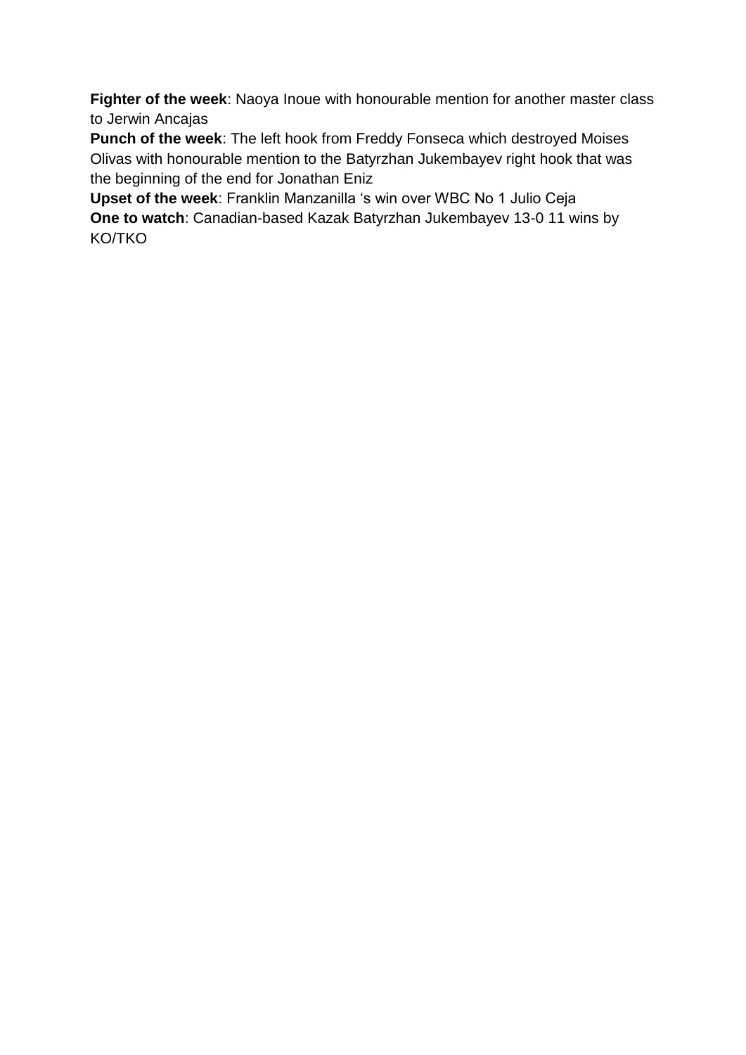**Fighter of the week**: Naoya Inoue with honourable mention for another master class to Jerwin Ancajas

**Punch of the week**: The left hook from Freddy Fonseca which destroyed Moises Olivas with honourable mention to the Batyrzhan Jukembayev right hook that was the beginning of the end for Jonathan Eniz

**Upset of the week**: Franklin Manzanilla 's win over WBC No 1 Julio Ceja

**One to watch**: Canadian-based Kazak Batyrzhan Jukembayev 13-0 11 wins by KO/TKO